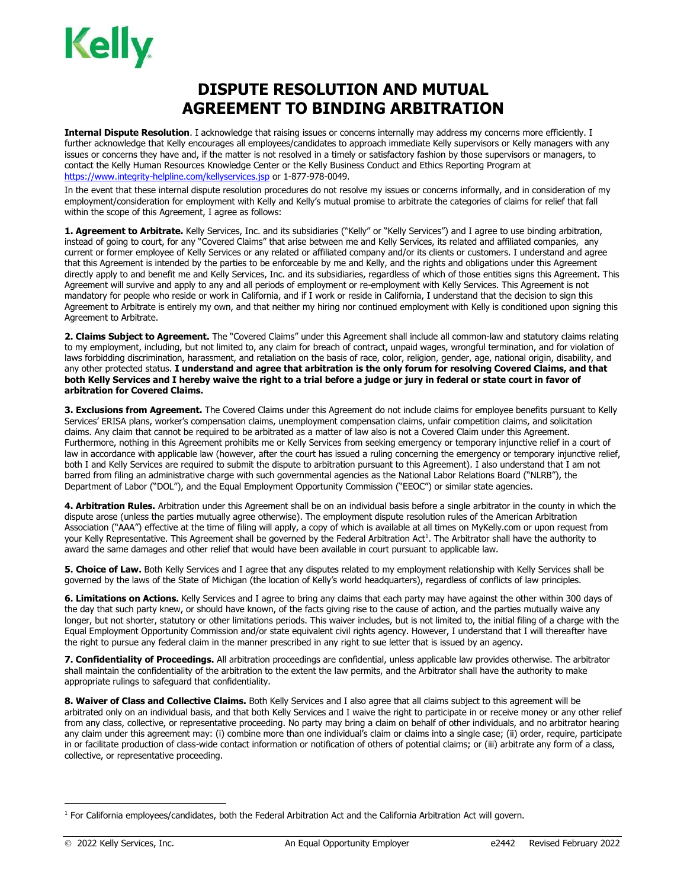Kelly

# DISPUTE RESOLUTION AND MUTUAL AGREEMENT TO BINDING ARBITRATION

**Internal Dispute Resolution**. I acknowledge that raising issues or concerns internally may address my concerns more efficiently. I further acknowledge that Kelly encourages all employees/candidates to approach immediate Kelly supervisors or Kelly managers with any issues or concerns they have and, if the matter is not resolved in a timely or satisfactory fashion by those supervisors or managers, to contact the Kelly Human Resources Knowledge Center or the Kelly Business Conduct and Ethics Reporting Program at https://www.integrity-helpline.com/kellyservices.jsp or 1-877-978-0049.

In the event that these internal dispute resolution procedures do not resolve my issues or concerns informally, and in consideration of my employment/consideration for employment with Kelly and Kelly's mutual promise to arbitrate the categories of claims for relief that fall within the scope of this Agreement, I agree as follows:

**1. Agreement to Arbitrate.** Kelly Services, Inc. and its subsidiaries ("Kelly" or "Kelly Services") and I agree to use binding arbitration, instead of going to court, for any "Covered Claims" that arise between me and Kelly Services, its related and affiliated companies, any current or former employee of Kelly Services or any related or affiliated company and/or its clients or customers. I understand and agree that this Agreement is intended by the parties to be enforceable by me and Kelly, and the rights and obligations under this Agreement directly apply to and benefit me and Kelly Services, Inc. and its subsidiaries, regardless of which of those entities signs this Agreement. This Agreement will survive and apply to any and all periods of employment or re-employment with Kelly Services. This Agreement is not mandatory for people who reside or work in California, and if I work or reside in California, I understand that the decision to sign this Agreement to Arbitrate is entirely my own, and that neither my hiring nor continued employment with Kelly is conditioned upon signing this Agreement to Arbitrate.

**2. Claims Subject to Agreement.** The "Covered Claims" under this Agreement shall include all common-law and statutory claims relating to my employment, including, but not limited to, any claim for breach of contract, unpaid wages, wrongful termination, and for violation of laws forbidding discrimination, harassment, and retaliation on the basis of race, color, religion, gender, age, national origin, disability, and any other protected status. **I understand and agree that arbitration is the only forum for resolving Covered Claims, and that both Kelly Services and I hereby waive the right to a trial before a judge or jury in federal or state court in favor of arbitration for Covered Claims.**

**3. Exclusions from Agreement.** The Covered Claims under this Agreement do not include claims for employee benefits pursuant to Kelly Services' ERISA plans, worker's compensation claims, unemployment compensation claims, unfair competition claims, and solicitation claims. Any claim that cannot be required to be arbitrated as a matter of law also is not a Covered Claim under this Agreement. Furthermore, nothing in this Agreement prohibits me or Kelly Services from seeking emergency or temporary injunctive relief in a court of law in accordance with applicable law (however, after the court has issued a ruling concerning the emergency or temporary injunctive relief, both I and Kelly Services are required to submit the dispute to arbitration pursuant to this Agreement). I also understand that I am not barred from filing an administrative charge with such governmental agencies as the National Labor Relations Board ("NLRB"), the Department of Labor ("DOL"), and the Equal Employment Opportunity Commission ("EEOC") or similar state agencies.

**4. Arbitration Rules.** Arbitration under this Agreement shall be on an individual basis before a single arbitrator in the county in which the dispute arose (unless the parties mutually agree otherwise). The employment dispute resolution rules of the American Arbitration Association ("AAA") effective at the time of filing will apply, a copy of which is available at all times on MyKelly.com or upon request from your Kelly Representative. This Agreement shall be governed by the Federal Arbitration Act[1]. The Arbitrator shall have the authority to award the same damages and other relief that would have been available in court pursuant to applicable law.

**5. Choice of Law.** Both Kelly Services and I agree that any disputes related to my employment relationship with Kelly Services shall be governed by the laws of the State of Michigan (the location of Kelly's world headquarters), regardless of conflicts of law principles.

**6. Limitations on Actions.** Kelly Services and I agree to bring any claims that each party may have against the other within 300 days of the day that such party knew, or should have known, of the facts giving rise to the cause of action, and the parties mutually waive any longer, but not shorter, statutory or other limitations periods. This waiver includes, but is not limited to, the initial filing of a charge with the Equal Employment Opportunity Commission and/or state equivalent civil rights agency. However, I understand that I will thereafter have the right to pursue any federal claim in the manner prescribed in any right to sue letter that is issued by an agency.

**7. Confidentiality of Proceedings.** All arbitration proceedings are confidential, unless applicable law provides otherwise. The arbitrator shall maintain the confidentiality of the arbitration to the extent the law permits, and the Arbitrator shall have the authority to make appropriate rulings to safeguard that confidentiality.

**8. Waiver of Class and Collective Claims.** Both Kelly Services and I also agree that all claims subject to this agreement will be arbitrated only on an individual basis, and that both Kelly Services and I waive the right to participate in or receive money or any other relief from any class, collective, or representative proceeding. No party may bring a claim on behalf of other individuals, and no arbitrator hearing any claim under this agreement may: (i) combine more than one individual's claim or claims into a single case; (ii) order, require, participate in or facilitate production of class-wide contact information or notification of others of potential claims; or (iii) arbitrate any form of a class, collective, or representative proceeding.

---

[1] For California employees/candidates, both the Federal Arbitration Act and the California Arbitration Act will govern.

© 2022 Kelly Services, Inc. An Equal Opportunity Employer e2442 Revised February 2022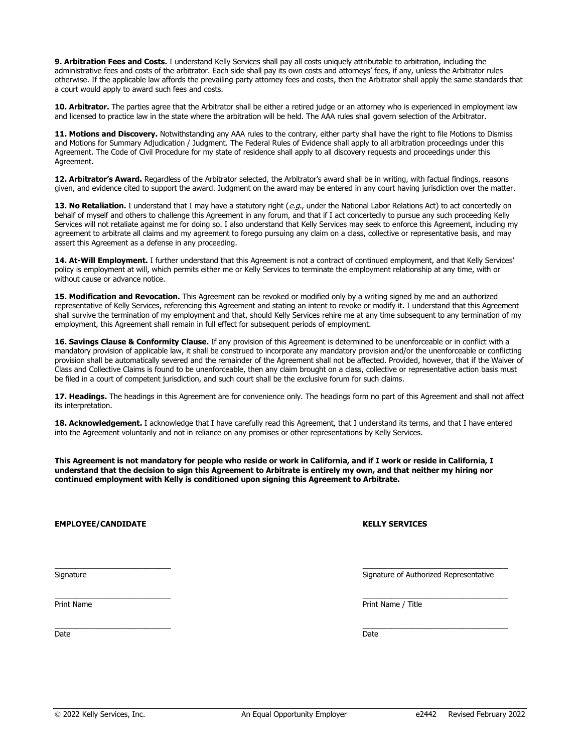**9. Arbitration Fees and Costs.** I understand Kelly Services shall pay all costs uniquely attributable to arbitration, including the administrative fees and costs of the arbitrator. Each side shall pay its own costs and attorneys' fees, if any, unless the Arbitrator rules otherwise. If the applicable law affords the prevailing party attorney fees and costs, then the Arbitrator shall apply the same standards that a court would apply to award such fees and costs.

**10. Arbitrator.** The parties agree that the Arbitrator shall be either a retired judge or an attorney who is experienced in employment law and licensed to practice law in the state where the arbitration will be held. The AAA rules shall govern selection of the Arbitrator.

**11. Motions and Discovery.** Notwithstanding any AAA rules to the contrary, either party shall have the right to file Motions to Dismiss and Motions for Summary Adjudication / Judgment. The Federal Rules of Evidence shall apply to all arbitration proceedings under this Agreement. The Code of Civil Procedure for my state of residence shall apply to all discovery requests and proceedings under this Agreement.

**12. Arbitrator's Award.** Regardless of the Arbitrator selected, the Arbitrator's award shall be in writing, with factual findings, reasons given, and evidence cited to support the award. Judgment on the award may be entered in any court having jurisdiction over the matter.

**13. No Retaliation.** I understand that I may have a statutory right (*e.g.*, under the National Labor Relations Act) to act concertedly on behalf of myself and others to challenge this Agreement in any forum, and that if I act concertedly to pursue any such proceeding Kelly Services will not retaliate against me for doing so. I also understand that Kelly Services may seek to enforce this Agreement, including my agreement to arbitrate all claims and my agreement to forego pursuing any claim on a class, collective or representative basis, and may assert this Agreement as a defense in any proceeding.

**14. At-Will Employment.** I further understand that this Agreement is not a contract of continued employment, and that Kelly Services' policy is employment at will, which permits either me or Kelly Services to terminate the employment relationship at any time, with or without cause or advance notice.

**15. Modification and Revocation.** This Agreement can be revoked or modified only by a writing signed by me and an authorized representative of Kelly Services, referencing this Agreement and stating an intent to revoke or modify it. I understand that this Agreement shall survive the termination of my employment and that, should Kelly Services rehire me at any time subsequent to any termination of my employment, this Agreement shall remain in full effect for subsequent periods of employment.

**16. Savings Clause & Conformity Clause.** If any provision of this Agreement is determined to be unenforceable or in conflict with a mandatory provision of applicable law, it shall be construed to incorporate any mandatory provision and/or the unenforceable or conflicting provision shall be automatically severed and the remainder of the Agreement shall not be affected. Provided, however, that if the Waiver of Class and Collective Claims is found to be unenforceable, then any claim brought on a class, collective or representative action basis must be filed in a court of competent jurisdiction, and such court shall be the exclusive forum for such claims.

**17. Headings.** The headings in this Agreement are for convenience only. The headings form no part of this Agreement and shall not affect its interpretation.

**18. Acknowledgement.** I acknowledge that I have carefully read this Agreement, that I understand its terms, and that I have entered into the Agreement voluntarily and not in reliance on any promises or other representations by Kelly Services.

**This Agreement is not mandatory for people who reside or work in California, and if I work or reside in California, I understand that the decision to sign this Agreement to Arbitrate is entirely my own, and that neither my hiring nor continued employment with Kelly is conditioned upon signing this Agreement to Arbitrate.**

| **EMPLOYEE/CANDIDATE** | **KELLY SERVICES** |
| --- | --- |
| ____________________________ Signature | ____________________________ Signature of Authorized Representative |
| ____________________________ Print Name | ____________________________ Print Name / Title |
| ____________________________ Date | ____________________________ Date |

© 2022 Kelly Services, Inc. An Equal Opportunity Employer e2442 Revised February 2022